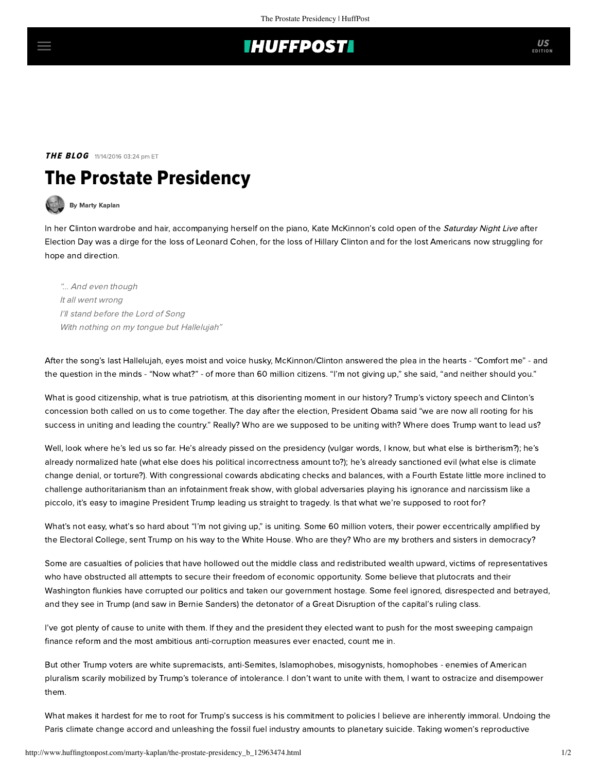**THE BLOG** 11/14/2016 03:24 pm ET

# The Prostate Presidency

By Marty Kaplan

In her Clinton wardrobe and hair, accompanying herself on the piano, Kate McKinnon's cold open of the *Saturday Night Live* after Election Day was a dirge for the loss of Leonard Cohen, for the loss of Hillary Clinton and for the lost Americans now struggling for hope and direction.

> *"... And even though*
> *It all went wrong*
> *I'll stand before the Lord of Song*
> *With nothing on my tongue but Hallelujah"*

After the song's last Hallelujah, eyes moist and voice husky, McKinnon/Clinton answered the plea in the hearts - "Comfort me" - and the question in the minds - "Now what?" - of more than 60 million citizens. "I'm not giving up," she said, "and neither should you."

What is good citizenship, what is true patriotism, at this disorienting moment in our history? Trump's victory speech and Clinton's concession both called on us to come together. The day after the election, President Obama said "we are now all rooting for his success in uniting and leading the country." Really? Who are we supposed to be uniting with? Where does Trump want to lead us?

Well, look where he's led us so far. He's already pissed on the presidency (vulgar words, I know, but what else is birtherism?); he's already normalized hate (what else does his political incorrectness amount to?); he's already sanctioned evil (what else is climate change denial, or torture?). With congressional cowards abdicating checks and balances, with a Fourth Estate little more inclined to challenge authoritarianism than an infotainment freak show, with global adversaries playing his ignorance and narcissism like a piccolo, it's easy to imagine President Trump leading us straight to tragedy. Is that what we're supposed to root for?

What's not easy, what's so hard about "I'm not giving up," is uniting. Some 60 million voters, their power eccentrically amplified by the Electoral College, sent Trump on his way to the White House. Who are they? Who are my brothers and sisters in democracy?

Some are casualties of policies that have hollowed out the middle class and redistributed wealth upward, victims of representatives who have obstructed all attempts to secure their freedom of economic opportunity. Some believe that plutocrats and their Washington flunkies have corrupted our politics and taken our government hostage. Some feel ignored, disrespected and betrayed, and they see in Trump (and saw in Bernie Sanders) the detonator of a Great Disruption of the capital's ruling class.

I've got plenty of cause to unite with them. If they and the president they elected want to push for the most sweeping campaign finance reform and the most ambitious anti-corruption measures ever enacted, count me in.

But other Trump voters are white supremacists, anti-Semites, Islamophobes, misogynists, homophobes - enemies of American pluralism scarily mobilized by Trump's tolerance of intolerance. I don't want to unite with them, I want to ostracize and disempower them.

What makes it hardest for me to root for Trump's success is his commitment to policies I believe are inherently immoral. Undoing the Paris climate change accord and unleashing the fossil fuel industry amounts to planetary suicide. Taking women's reproductive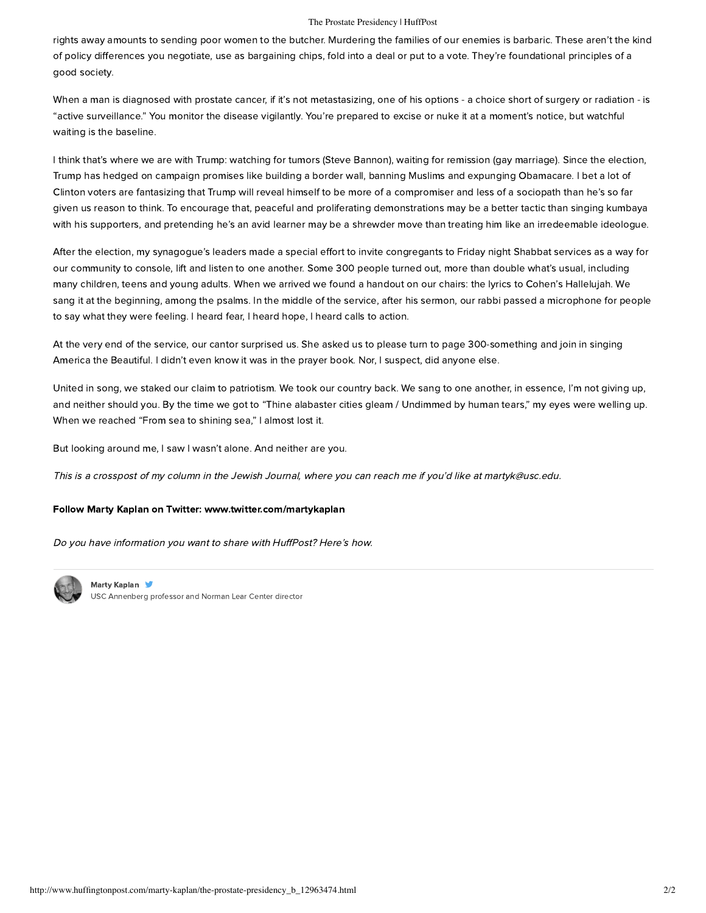rights away amounts to sending poor women to the butcher. Murdering the families of our enemies is barbaric. These aren't the kind of policy differences you negotiate, use as bargaining chips, fold into a deal or put to a vote. They're foundational principles of a good society.

When a man is diagnosed with prostate cancer, if it's not metastasizing, one of his options - a choice short of surgery or radiation - is "active surveillance." You monitor the disease vigilantly. You're prepared to excise or nuke it at a moment's notice, but watchful waiting is the baseline.

I think that's where we are with Trump: watching for tumors (Steve Bannon), waiting for remission (gay marriage). Since the election, Trump has hedged on campaign promises like building a border wall, banning Muslims and expunging Obamacare. I bet a lot of Clinton voters are fantasizing that Trump will reveal himself to be more of a compromiser and less of a sociopath than he's so far given us reason to think. To encourage that, peaceful and proliferating demonstrations may be a better tactic than singing kumbaya with his supporters, and pretending he's an avid learner may be a shrewder move than treating him like an irredeemable ideologue.

After the election, my synagogue's leaders made a special effort to invite congregants to Friday night Shabbat services as a way for our community to console, lift and listen to one another. Some 300 people turned out, more than double what's usual, including many children, teens and young adults. When we arrived we found a handout on our chairs: the lyrics to Cohen's Hallelujah. We sang it at the beginning, among the psalms. In the middle of the service, after his sermon, our rabbi passed a microphone for people to say what they were feeling. I heard fear, I heard hope, I heard calls to action.

At the very end of the service, our cantor surprised us. She asked us to please turn to page 300-something and join in singing America the Beautiful. I didn't even know it was in the prayer book. Nor, I suspect, did anyone else.

United in song, we staked our claim to patriotism. We took our country back. We sang to one another, in essence, I'm not giving up, and neither should you. By the time we got to "Thine alabaster cities gleam / Undimmed by human tears," my eyes were welling up. When we reached "From sea to shining sea," I almost lost it.

But looking around me, I saw I wasn't alone. And neither are you.

*This is a crosspost of my column in the Jewish Journal, where you can reach me if you'd like at martyk@usc.edu.*

**Follow Marty Kaplan on Twitter: www.twitter.com/martykaplan**

*Do you have information you want to share with HuffPost? Here's how.*

---

**Marty Kaplan**
USC Annenberg professor and Norman Lear Center director